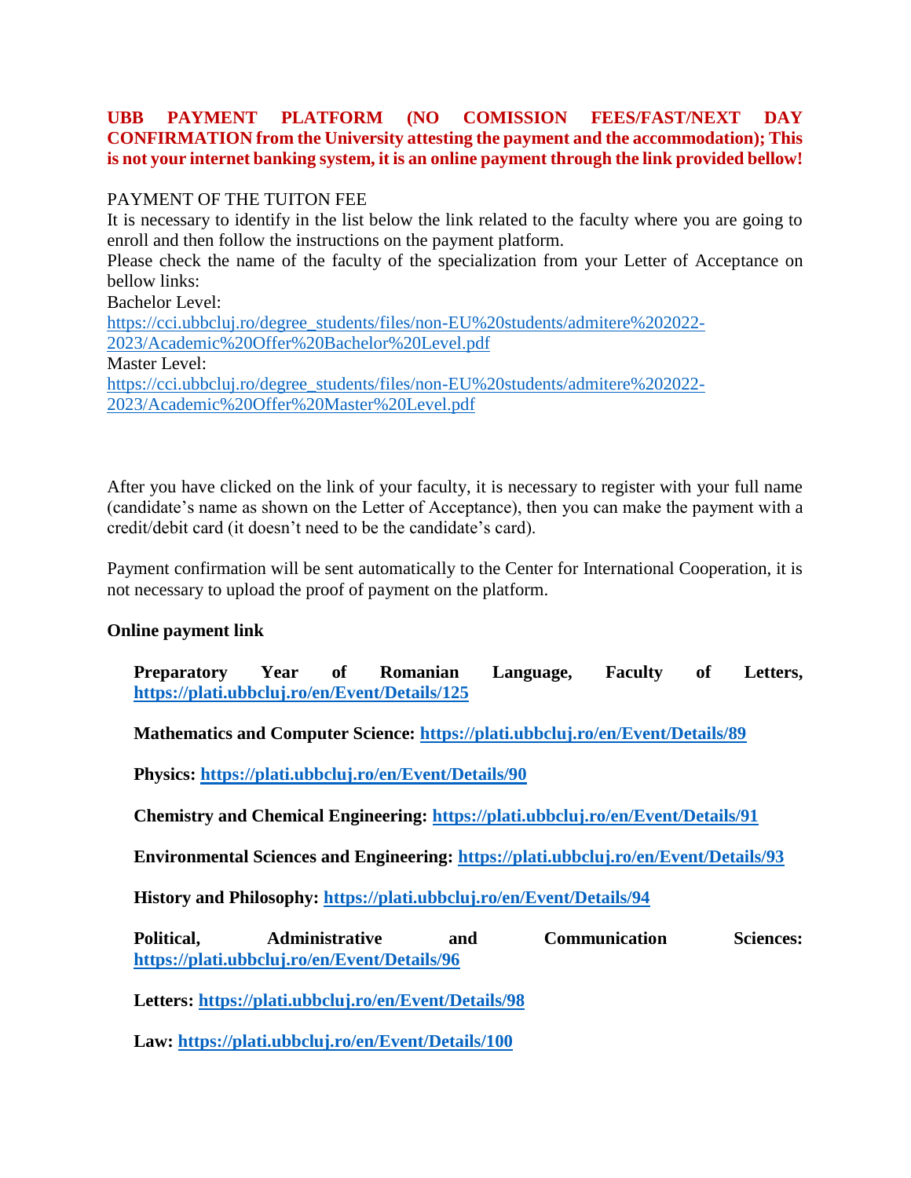**UBB PAYMENT PLATFORM (NO COMISSION FEES/FAST/NEXT DAY CONFIRMATION from the University attesting the payment and the accommodation); This is not your internet banking system, it is an online payment through the link provided bellow!**

PAYMENT OF THE TUITON FEE

It is necessary to identify in the list below the link related to the faculty where you are going to enroll and then follow the instructions on the payment platform.

Please check the name of the faculty of the specialization from your Letter of Acceptance on bellow links:

Bachelor Level:
https://cci.ubbcluj.ro/degree_students/files/non-EU%20students/admitere%202022-2023/Academic%20Offer%20Bachelor%20Level.pdf

Master Level:
https://cci.ubbcluj.ro/degree_students/files/non-EU%20students/admitere%202022-2023/Academic%20Offer%20Master%20Level.pdf

After you have clicked on the link of your faculty, it is necessary to register with your full name (candidate's name as shown on the Letter of Acceptance), then you can make the payment with a credit/debit card (it doesn't need to be the candidate's card).

Payment confirmation will be sent automatically to the Center for International Cooperation, it is not necessary to upload the proof of payment on the platform.

**Online payment link**

**Preparatory Year of Romanian Language, Faculty of Letters, https://plati.ubbcluj.ro/en/Event/Details/125**

**Mathematics and Computer Science: https://plati.ubbcluj.ro/en/Event/Details/89**

**Physics: https://plati.ubbcluj.ro/en/Event/Details/90**

**Chemistry and Chemical Engineering: https://plati.ubbcluj.ro/en/Event/Details/91**

**Environmental Sciences and Engineering: https://plati.ubbcluj.ro/en/Event/Details/93**

**History and Philosophy: https://plati.ubbcluj.ro/en/Event/Details/94**

**Political, Administrative and Communication Sciences: https://plati.ubbcluj.ro/en/Event/Details/96**

**Letters: https://plati.ubbcluj.ro/en/Event/Details/98**

**Law: https://plati.ubbcluj.ro/en/Event/Details/100**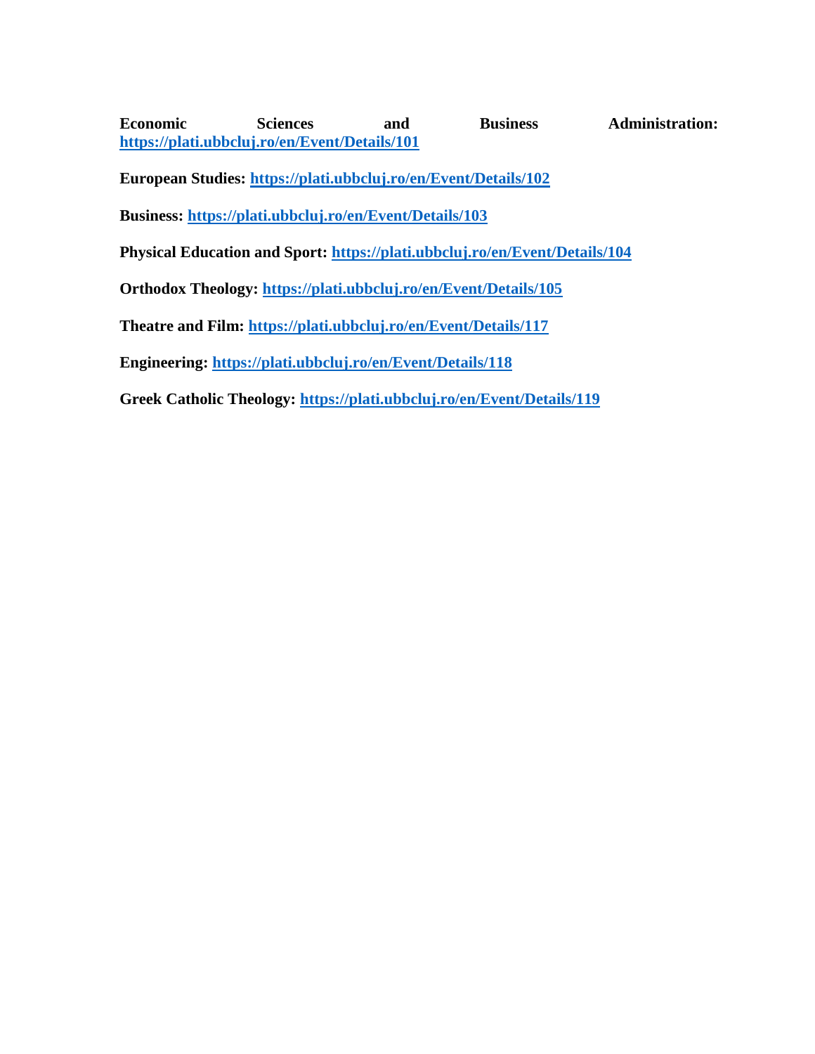**Economic Sciences and Business Administration:** **https://plati.ubbcluj.ro/en/Event/Details/101**

**European Studies:** **https://plati.ubbcluj.ro/en/Event/Details/102**

**Business:** **https://plati.ubbcluj.ro/en/Event/Details/103**

**Physical Education and Sport:** **https://plati.ubbcluj.ro/en/Event/Details/104**

**Orthodox Theology:** **https://plati.ubbcluj.ro/en/Event/Details/105**

**Theatre and Film:** **https://plati.ubbcluj.ro/en/Event/Details/117**

**Engineering:** **https://plati.ubbcluj.ro/en/Event/Details/118**

**Greek Catholic Theology:** **https://plati.ubbcluj.ro/en/Event/Details/119**